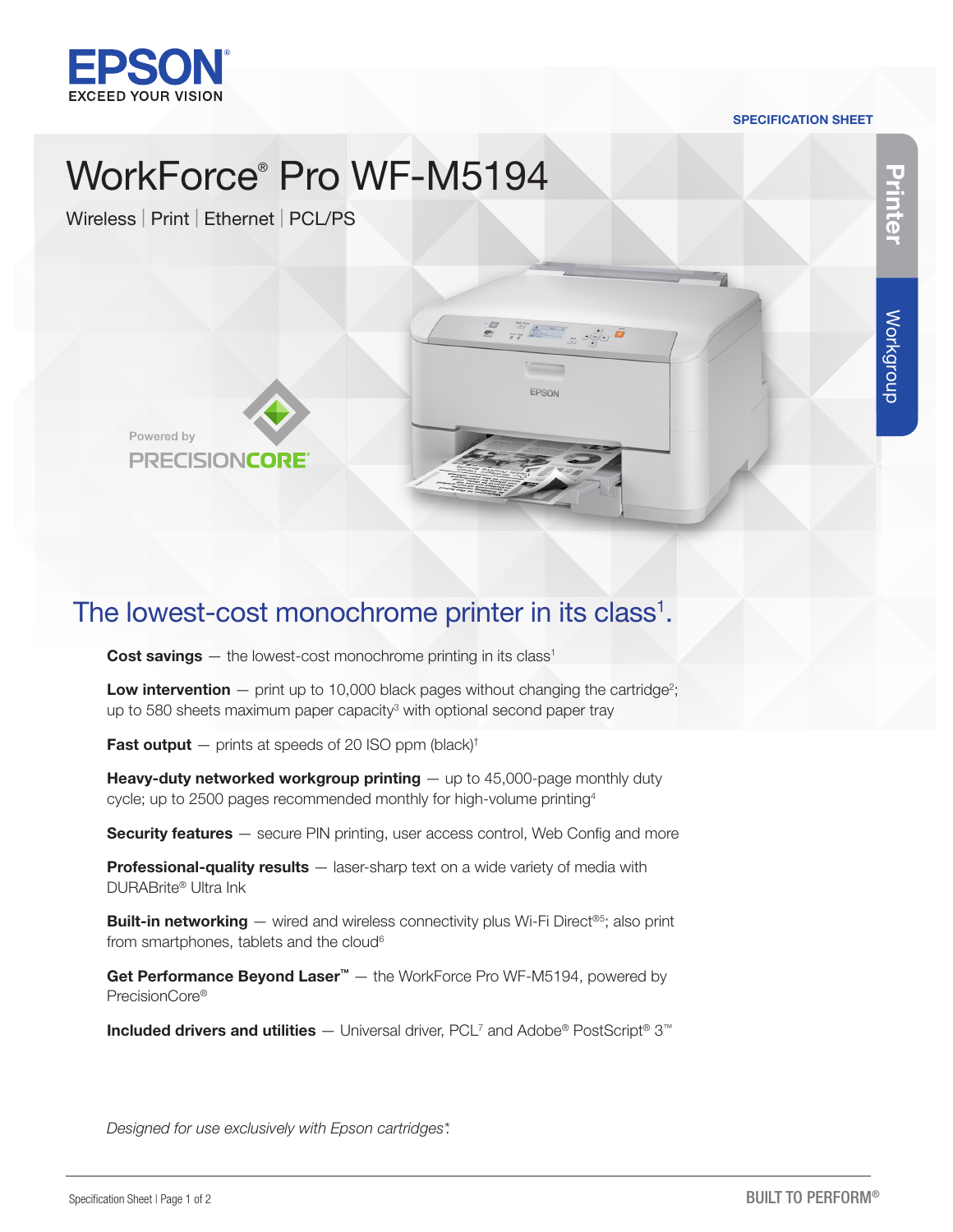EPSON
EXCEED YOUR VISION

SPECIFICATION SHEET

# WorkForce® Pro WF-M5194

Wireless | Print | Ethernet | PCL/PS

Printer | Workgroup

Powered by PRECISIONCORE®

## The lowest-cost monochrome printer in its class[1].

**Cost savings** — the lowest-cost monochrome printing in its class[1]

**Low intervention** — print up to 10,000 black pages without changing the cartridge[2]; up to 580 sheets maximum paper capacity[3] with optional second paper tray

**Fast output** — prints at speeds of 20 ISO ppm (black)[†]

**Heavy-duty networked workgroup printing** — up to 45,000-page monthly duty cycle; up to 2500 pages recommended monthly for high-volume printing[4]

**Security features** — secure PIN printing, user access control, Web Config and more

**Professional-quality results** — laser-sharp text on a wide variety of media with DURABrite® Ultra Ink

**Built-in networking** — wired and wireless connectivity plus Wi-Fi Direct®[5]; also print from smartphones, tablets and the cloud[6]

**Get Performance Beyond Laser™** — the WorkForce Pro WF-M5194, powered by PrecisionCore®

**Included drivers and utilities** — Universal driver, PCL[7] and Adobe® PostScript® 3™

*Designed for use exclusively with Epson cartridges\*.*

BUILT TO PERFORM®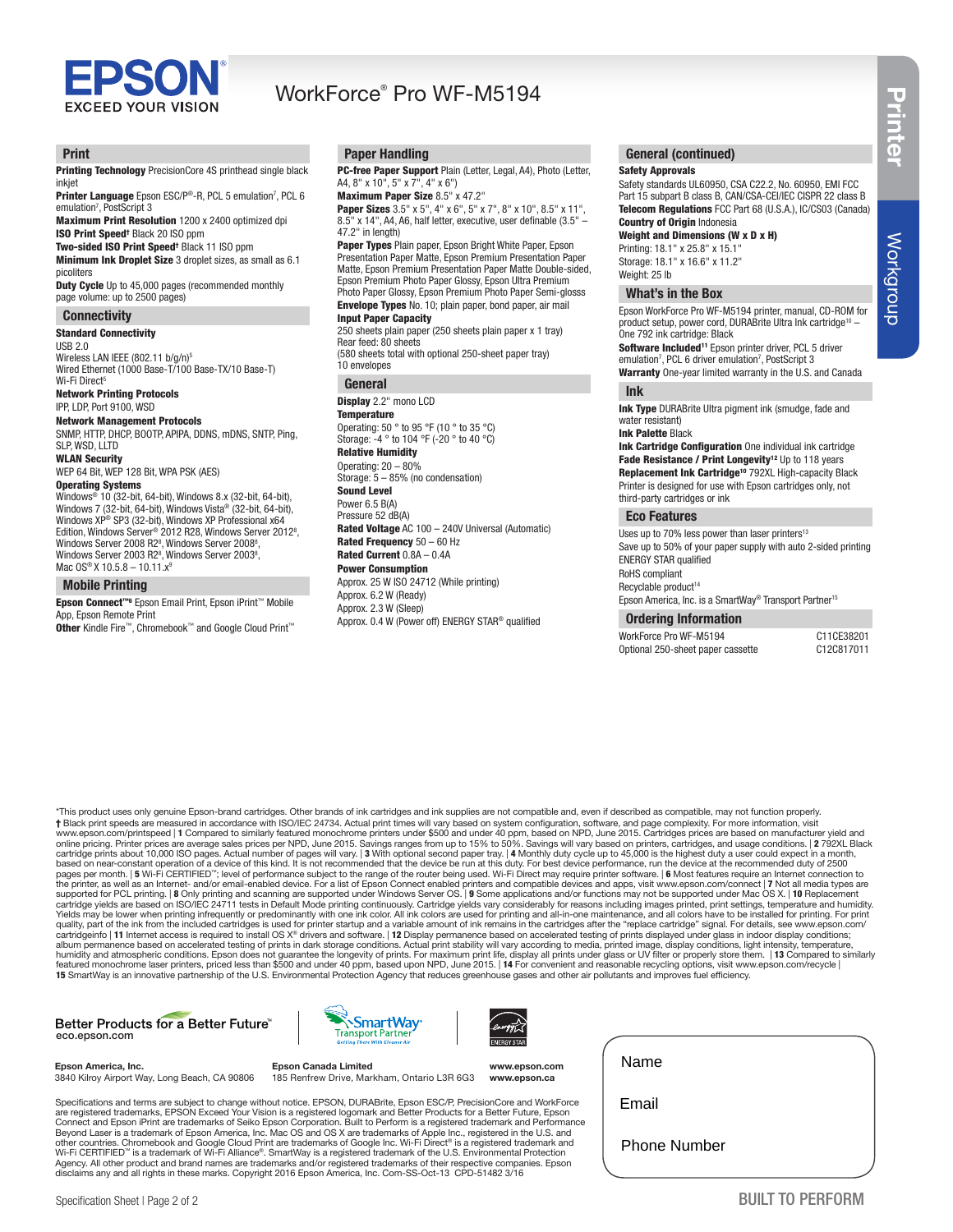EPSON
EXCEED YOUR VISION

# WorkForce® Pro WF-M5194

Printer | Workgroup

## Print

**Printing Technology** PrecisionCore 4S printhead single black inkjet

**Printer Language** Epson ESC/P®-R, PCL 5 emulation[7], PCL 6 emulation[7], PostScript 3

**Maximum Print Resolution** 1200 x 2400 optimized dpi

**ISO Print Speed†** Black 20 ISO ppm

**Two-sided ISO Print Speed†** Black 11 ISO ppm

**Minimum Ink Droplet Size** 3 droplet sizes, as small as 6.1 picoliters

**Duty Cycle** Up to 45,000 pages (recommended monthly page volume: up to 2500 pages)

## Connectivity

**Standard Connectivity**
USB 2.0
Wireless LAN IEEE (802.11 b/g/n)[5]
Wired Ethernet (1000 Base-T/100 Base-TX/10 Base-T)
Wi-Fi Direct[5]

**Network Printing Protocols**
IPP, LDP, Port 9100, WSD

**Network Management Protocols**
SNMP, HTTP, DHCP, BOOTP, APIPA, DDNS, mDNS, SNTP, Ping, SLP, WSD, LLTD

**WLAN Security**
WEP 64 Bit, WEP 128 Bit, WPA PSK (AES)

**Operating Systems**
Windows® 10 (32-bit, 64-bit), Windows 8.x (32-bit, 64-bit), Windows 7 (32-bit, 64-bit), Windows Vista® (32-bit, 64-bit), Windows XP® SP3 (32-bit), Windows XP Professional x64 Edition, Windows Server® 2012 R28, Windows Server 2012[8], Windows Server 2008 R2[8], Windows Server 2008[8], Windows Server 2003 R2[8], Windows Server 2003[8], Mac OS® X 10.5.8 – 10.11.x[9]

## Mobile Printing

**Epson Connect™[6]** Epson Email Print, Epson iPrint™ Mobile App, Epson Remote Print

**Other** Kindle Fire™, Chromebook™ and Google Cloud Print™

## Paper Handling

**PC-free Paper Support** Plain (Letter, Legal, A4), Photo (Letter, A4, 8" x 10", 5" x 7", 4" x 6")

**Maximum Paper Size** 8.5" x 47.2"

**Paper Sizes** 3.5" x 5", 4" x 6", 5" x 7", 8" x 10", 8.5" x 11", 8.5" x 14", A4, A6, half letter, executive, user definable (3.5" – 47.2" in length)

**Paper Types** Plain paper, Epson Bright White Paper, Epson Presentation Paper Matte, Epson Premium Presentation Paper Matte, Epson Premium Presentation Paper Matte Double-sided, Epson Premium Photo Paper Glossy, Epson Ultra Premium Photo Paper Glossy, Epson Premium Photo Paper Semi-glosss

**Envelope Types** No. 10; plain paper, bond paper, air mail

**Input Paper Capacity**
250 sheets plain paper (250 sheets plain paper x 1 tray)
Rear feed: 80 sheets
(580 sheets total with optional 250-sheet paper tray)
10 envelopes

## General

**Display** 2.2" mono LCD

**Temperature**
Operating: 50 ° to 95 °F (10 ° to 35 °C)
Storage: -4 ° to 104 °F (-20 ° to 40 °C)

**Relative Humidity**
Operating: 20 – 80%
Storage: 5 – 85% (no condensation)

**Sound Level**
Power 6.5 B(A)
Pressure 52 dB(A)

**Rated Voltage** AC 100 – 240V Universal (Automatic)

**Rated Frequency** 50 – 60 Hz

**Rated Current** 0.8A – 0.4A

**Power Consumption**
Approx. 25 W ISO 24712 (While printing)
Approx. 6.2 W (Ready)
Approx. 2.3 W (Sleep)
Approx. 0.4 W (Power off) ENERGY STAR® qualified

## General (continued)

**Safety Approvals**
Safety standards UL60950, CSA C22.2, No. 60950, EMI FCC Part 15 subpart B class B, CAN/CSA-CEI/IEC CISPR 22 class B

**Telecom Regulations** FCC Part 68 (U.S.A.), IC/CS03 (Canada)

**Country of Origin** Indonesia

**Weight and Dimensions (W x D x H)**
Printing: 18.1" x 25.8" x 15.1"
Storage: 18.1" x 16.6" x 11.2"
Weight: 25 lb

## What's in the Box

Epson WorkForce Pro WF-M5194 printer, manual, CD-ROM for product setup, power cord, DURABrite Ultra Ink cartridge[10] – One 792 ink cartridge: Black

**Software Included[11]** Epson printer driver, PCL 5 driver emulation[7], PCL 6 driver emulation[7], PostScript 3

**Warranty** One-year limited warranty in the U.S. and Canada

## Ink

**Ink Type** DURABrite Ultra pigment ink (smudge, fade and water resistant)

**Ink Palette** Black

**Ink Cartridge Configuration** One individual ink cartridge

**Fade Resistance / Print Longevity[12]** Up to 118 years

**Replacement Ink Cartridge[10]** 792XL High-capacity Black

Printer is designed for use with Epson cartridges only, not third-party cartridges or ink

## Eco Features

Uses up to 70% less power than laser printers[13]
Save up to 50% of your paper supply with auto 2-sided printing
ENERGY STAR qualified
RoHS compliant
Recyclable product[14]
Epson America, Inc. is a SmartWay® Transport Partner[15]

## Ordering Information

| | |
|---|---|
| WorkForce Pro WF-M5194 | C11CE38201 |
| Optional 250-sheet paper cassette | C12C817011 |

*This product uses only genuine Epson-brand cartridges. Other brands of ink cartridges and ink supplies are not compatible and, even if described as compatible, may not function properly. † Black print speeds are measured in accordance with ISO/IEC 24734. Actual print times will vary based on system configuration, software, and page complexity. For more information, visit www.epson.com/printspeed | **1** Compared to similarly featured monochrome printers under $500 and under 40 ppm, based on NPD, June 2015. Cartridges prices are based on manufacturer yield and online pricing. Printer prices are average sales prices per NPD, June 2015. Savings ranges from up to 15% to 50%. Savings will vary based on printers, cartridges, and usage conditions. | **2** 792XL Black cartridge prints about 10,000 ISO pages. Actual number of pages will vary. | **3** With optional second paper tray. | **4** Monthly duty cycle up to 45,000 is the highest duty a user could expect in a month, based on near-constant operation of a device of this kind. It is not recommended that the device be run at this duty. For best device performance, run the device at the recommended duty of 2500 pages per month. | **5** Wi-Fi CERTIFIED™; level of performance subject to the range of the router being used. Wi-Fi Direct may require printer software. | **6** Most features require an Internet connection to the printer, as well as an Internet- and/or email-enabled device. For a list of Epson Connect enabled printers and compatible devices and apps, visit www.epson.com/connect | **7** Not all media types are supported for PCL printing. | **8** Only printing and scanning are supported under Windows Server OS. | **9** Some applications and/or functions may not be supported under Mac OS X. | **10** Replacement cartridge yields are based on ISO/IEC 24711 tests in Default Mode printing continuously. Cartridge yields vary considerably for reasons including images printed, print settings, temperature and humidity. Yields may be lower when printing infrequently or predominantly with one ink color. All ink colors are used for printing and all-in-one maintenance, and all colors have to be installed for printing. For print quality, part of the ink from the included cartridges is used for printer startup and a variable amount of ink remains in the cartridges after the "replace cartridge" signal. For details, see www.epson.com/cartridgeinfo | **11** Internet access is required to install OS X® drivers and software. | **12** Display permanence based on accelerated testing of prints displayed under glass in indoor display conditions; album permanence based on accelerated testing of prints in dark storage conditions. Actual print stability will vary according to media, printed image, display conditions, light intensity, temperature, humidity and atmospheric conditions. Epson does not guarantee the longevity of prints. For maximum print life, display all prints under glass or UV filter or properly store them. | **13** Compared to similarly featured monochrome laser printers, priced less than $500 and under 40 ppm, based upon NPD, June 2015. | **14** For convenient and reasonable recycling options, visit www.epson.com/recycle | **15** SmartWay is an innovative partnership of the U.S. Environmental Protection Agency that reduces greenhouse gases and other air pollutants and improves fuel efficiency.

Better Products for a Better Future™
eco.epson.com

SmartWay® Transport Partner — Getting There With Cleaner Air

ENERGY STAR

**Epson America, Inc.**
3840 Kilroy Airport Way, Long Beach, CA 90806

**Epson Canada Limited**
185 Renfrew Drive, Markham, Ontario L3R 6G3

**www.epson.com**
**www.epson.ca**

Name

Email

Phone Number

Specifications and terms are subject to change without notice. EPSON, DURABrite, Epson ESC/P, PrecisionCore and WorkForce are registered trademarks, EPSON Exceed Your Vision is a registered logomark and Better Products for a Better Future, Epson Connect and Epson iPrint are trademarks of Seiko Epson Corporation. Built to Perform is a registered trademark and Performance Beyond Laser is a trademark of Epson America, Inc. Mac OS and OS X are trademarks of Apple Inc., registered in the U.S. and other countries. Chromebook and Google Cloud Print are trademarks of Google Inc. Wi-Fi Direct® is a registered trademark and Wi-Fi CERTIFIED™ is a trademark of Wi-Fi Alliance®. SmartWay is a registered trademark of the U.S. Environmental Protection Agency. All other product and brand names are trademarks and/or registered trademarks of their respective companies. Epson disclaims any and all rights in these marks. Copyright 2016 Epson America, Inc. Com-SS-Oct-13 CPD-51482 3/16

BUILT TO PERFORM